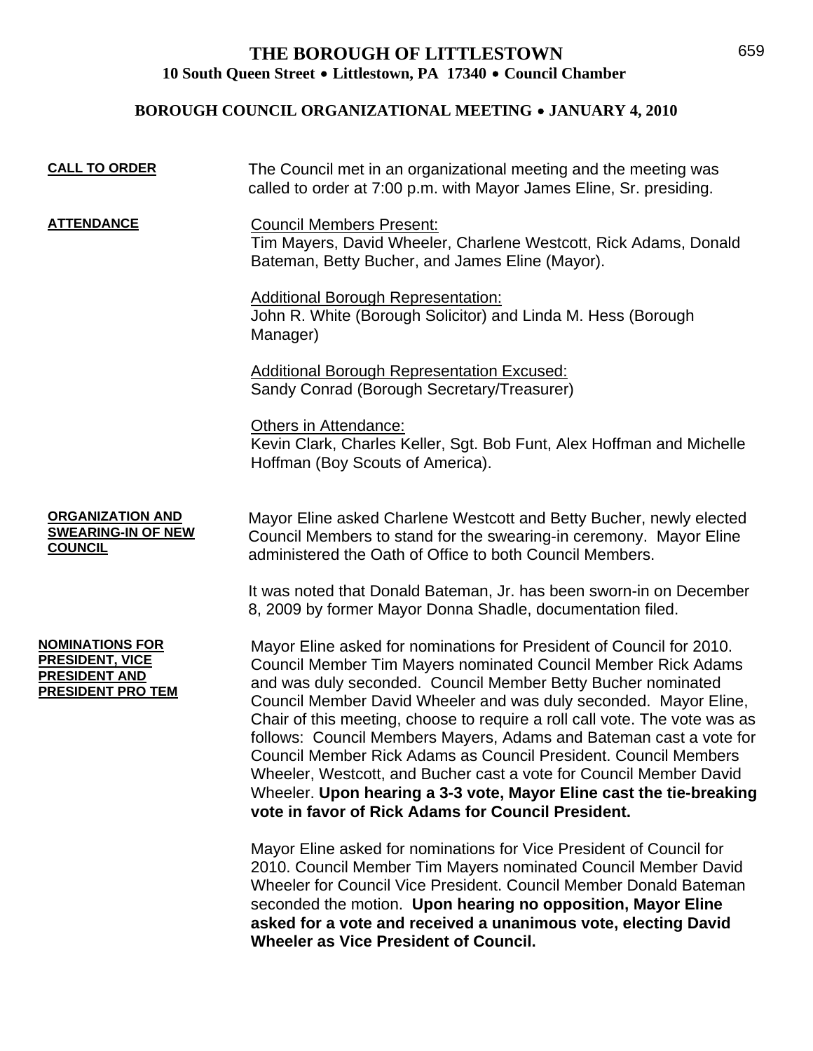# THE BOROUGH OF LITTLESTOWN

**10 South Queen Street • Littlestown, PA 17340 • Council Chamber**

**BOROUGH COUNCIL ORGANIZATIONAL MEETING • JANUARY 4, 2010**

**CALL TO ORDER**

The Council met in an organizational meeting and the meeting was called to order at 7:00 p.m. with Mayor James Eline, Sr. presiding.

**ATTENDANCE**

Council Members Present:
Tim Mayers, David Wheeler, Charlene Westcott, Rick Adams, Donald Bateman, Betty Bucher, and James Eline (Mayor).

Additional Borough Representation:
John R. White (Borough Solicitor) and Linda M. Hess (Borough Manager)

Additional Borough Representation Excused:
Sandy Conrad (Borough Secretary/Treasurer)

Others in Attendance:
Kevin Clark, Charles Keller, Sgt. Bob Funt, Alex Hoffman and Michelle Hoffman (Boy Scouts of America).

**ORGANIZATION AND SWEARING-IN OF NEW COUNCIL**

Mayor Eline asked Charlene Westcott and Betty Bucher, newly elected Council Members to stand for the swearing-in ceremony. Mayor Eline administered the Oath of Office to both Council Members.

It was noted that Donald Bateman, Jr. has been sworn-in on December 8, 2009 by former Mayor Donna Shadle, documentation filed.

**NOMINATIONS FOR PRESIDENT, VICE PRESIDENT AND PRESIDENT PRO TEM**

Mayor Eline asked for nominations for President of Council for 2010. Council Member Tim Mayers nominated Council Member Rick Adams and was duly seconded. Council Member Betty Bucher nominated Council Member David Wheeler and was duly seconded. Mayor Eline, Chair of this meeting, choose to require a roll call vote. The vote was as follows: Council Members Mayers, Adams and Bateman cast a vote for Council Member Rick Adams as Council President. Council Members Wheeler, Westcott, and Bucher cast a vote for Council Member David Wheeler. **Upon hearing a 3-3 vote, Mayor Eline cast the tie-breaking vote in favor of Rick Adams for Council President.**

Mayor Eline asked for nominations for Vice President of Council for 2010. Council Member Tim Mayers nominated Council Member David Wheeler for Council Vice President. Council Member Donald Bateman seconded the motion. **Upon hearing no opposition, Mayor Eline asked for a vote and received a unanimous vote, electing David Wheeler as Vice President of Council.**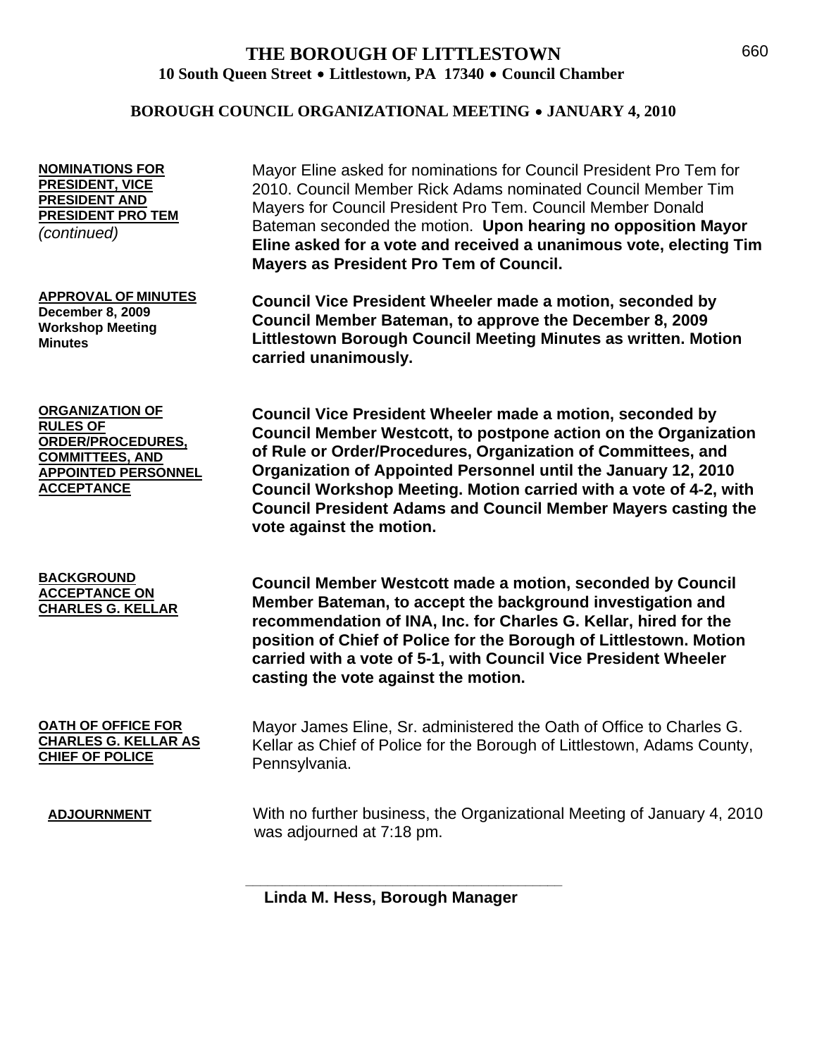# THE BOROUGH OF LITTLESTOWN

**10 South Queen Street • Littlestown, PA 17340 • Council Chamber**

**BOROUGH COUNCIL ORGANIZATIONAL MEETING • JANUARY 4, 2010**

**NOMINATIONS FOR PRESIDENT, VICE PRESIDENT AND PRESIDENT PRO TEM** *(continued)*

Mayor Eline asked for nominations for Council President Pro Tem for 2010. Council Member Rick Adams nominated Council Member Tim Mayers for Council President Pro Tem. Council Member Donald Bateman seconded the motion. **Upon hearing no opposition Mayor Eline asked for a vote and received a unanimous vote, electing Tim Mayers as President Pro Tem of Council.**

**APPROVAL OF MINUTES**
**December 8, 2009 Workshop Meeting Minutes**

**Council Vice President Wheeler made a motion, seconded by Council Member Bateman, to approve the December 8, 2009 Littlestown Borough Council Meeting Minutes as written. Motion carried unanimously.**

**ORGANIZATION OF RULES OF ORDER/PROCEDURES, COMMITTEES, AND APPOINTED PERSONNEL ACCEPTANCE**

**Council Vice President Wheeler made a motion, seconded by Council Member Westcott, to postpone action on the Organization of Rule or Order/Procedures, Organization of Committees, and Organization of Appointed Personnel until the January 12, 2010 Council Workshop Meeting. Motion carried with a vote of 4-2, with Council President Adams and Council Member Mayers casting the vote against the motion.**

**BACKGROUND ACCEPTANCE ON CHARLES G. KELLAR**

**Council Member Westcott made a motion, seconded by Council Member Bateman, to accept the background investigation and recommendation of INA, Inc. for Charles G. Kellar, hired for the position of Chief of Police for the Borough of Littlestown. Motion carried with a vote of 5-1, with Council Vice President Wheeler casting the vote against the motion.**

**OATH OF OFFICE FOR CHARLES G. KELLAR AS CHIEF OF POLICE**

Mayor James Eline, Sr. administered the Oath of Office to Charles G. Kellar as Chief of Police for the Borough of Littlestown, Adams County, Pennsylvania.

**ADJOURNMENT**

With no further business, the Organizational Meeting of January 4, 2010 was adjourned at 7:18 pm.

\_\_\_\_\_\_\_\_\_\_\_\_\_\_\_\_\_\_\_\_\_\_\_\_\_\_\_\_\_\_\_\_\_\_\_\_\_\_

**Linda M. Hess, Borough Manager**